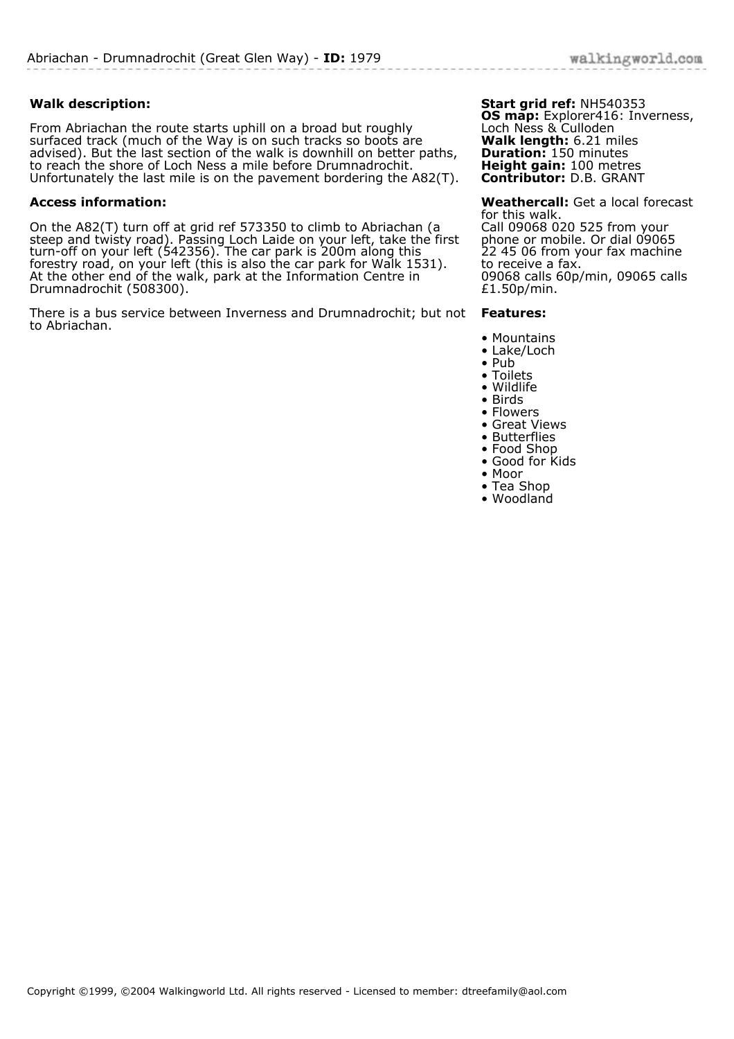# Abriachan - Drumnadrochit (Great Glen Way) - **ID:** 1979

**Walk description:**

From Abriachan the route starts uphill on a broad but roughly surfaced track (much of the Way is on such tracks so boots are advised). But the last section of the walk is downhill on better paths, to reach the shore of Loch Ness a mile before Drumnadrochit. Unfortunately the last mile is on the pavement bordering the A82(T).

**Access information:**

On the A82(T) turn off at grid ref 573350 to climb to Abriachan (a steep and twisty road). Passing Loch Laide on your left, take the first turn-off on your left (542356). The car park is 200m along this forestry road, on your left (this is also the car park for Walk 1531). At the other end of the walk, park at the Information Centre in Drumnadrochit (508300).

There is a bus service between Inverness and Drumnadrochit; but not to Abriachan.

**Start grid ref:** NH540353
**OS map:** Explorer416: Inverness, Loch Ness & Culloden
**Walk length:** 6.21 miles
**Duration:** 150 minutes
**Height gain:** 100 metres
**Contributor:** D.B. GRANT

**Weathercall:** Get a local forecast for this walk.
Call 09068 020 525 from your phone or mobile. Or dial 09065 22 45 06 from your fax machine to receive a fax.
09068 calls 60p/min, 09065 calls £1.50p/min.

**Features:**

- Mountains
- Lake/Loch
- Pub
- Toilets
- Wildlife
- Birds
- Flowers
- Great Views
- Butterflies
- Food Shop
- Good for Kids
- Moor
- Tea Shop
- Woodland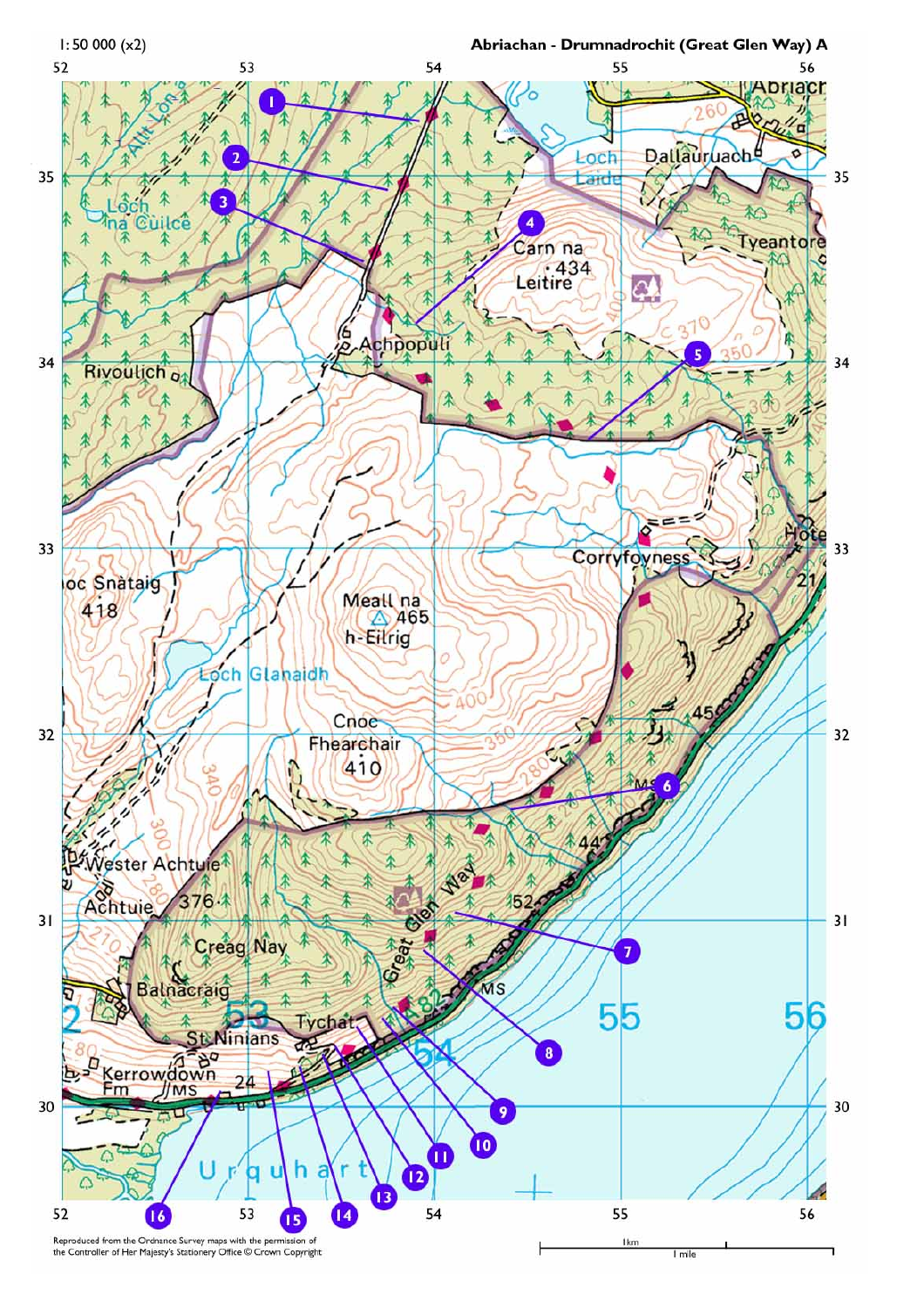1: 50 000 (x2)

**Abriachan - Drumnadrochit (Great Glen Way) A**

Reproduced from the Ordnance Survey maps with the permission of the Controller of Her Majesty's Stationery Office © Crown Copyright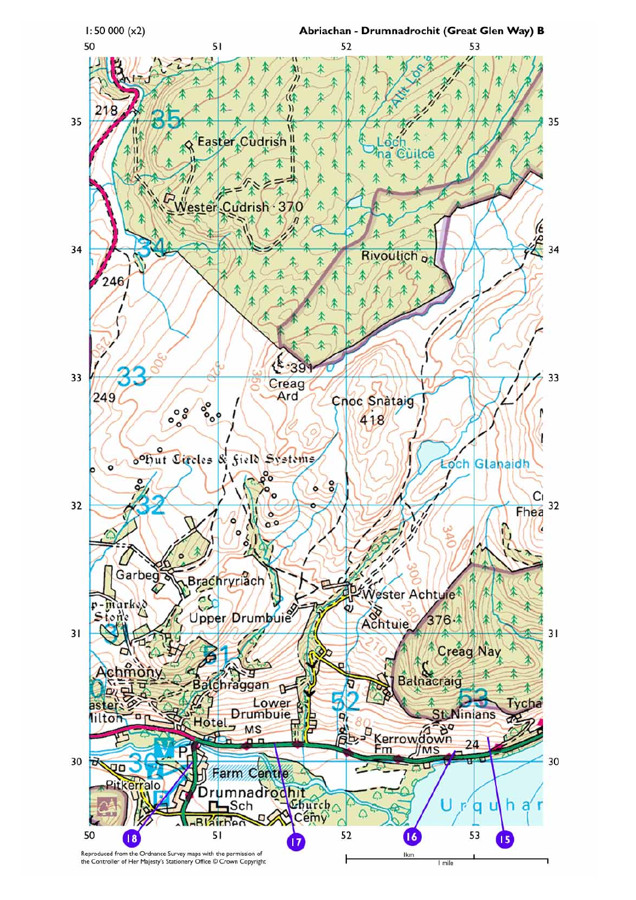1: 50 000 (x2)

**Abriachan - Drumnadrochit (Great Glen Way) B**

Reproduced from the Ordnance Survey maps with the permission of the Controller of Her Majesty's Stationery Office © Crown Copyright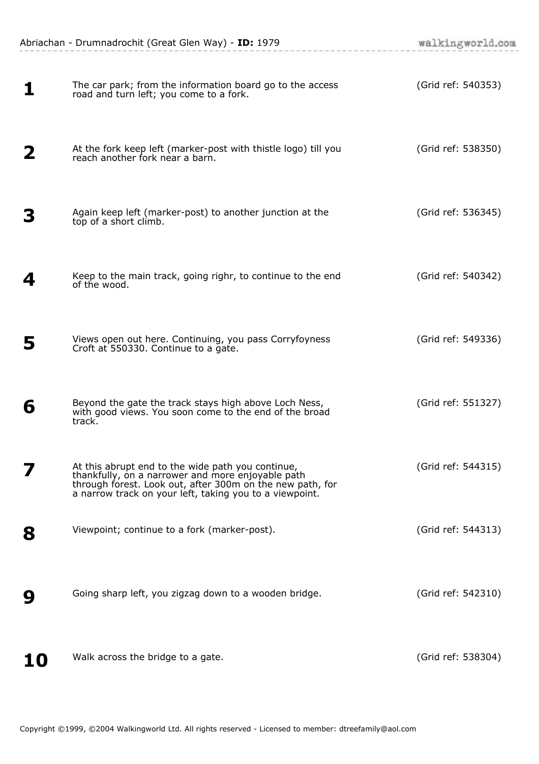**1** The car park; from the information board go to the access road and turn left; you come to a fork. (Grid ref: 540353)

**2** At the fork keep left (marker-post with thistle logo) till you reach another fork near a barn. (Grid ref: 538350)

**3** Again keep left (marker-post) to another junction at the top of a short climb. (Grid ref: 536345)

**4** Keep to the main track, going righr, to continue to the end of the wood. (Grid ref: 540342)

**5** Views open out here. Continuing, you pass Corryfoyness Croft at 550330. Continue to a gate. (Grid ref: 549336)

**6** Beyond the gate the track stays high above Loch Ness, with good views. You soon come to the end of the broad track. (Grid ref: 551327)

**7** At this abrupt end to the wide path you continue, thankfully, on a narrower and more enjoyable path through forest. Look out, after 300m on the new path, for a narrow track on your left, taking you to a viewpoint. (Grid ref: 544315)

**8** Viewpoint; continue to a fork (marker-post). (Grid ref: 544313)

**9** Going sharp left, you zigzag down to a wooden bridge. (Grid ref: 542310)

**10** Walk across the bridge to a gate. (Grid ref: 538304)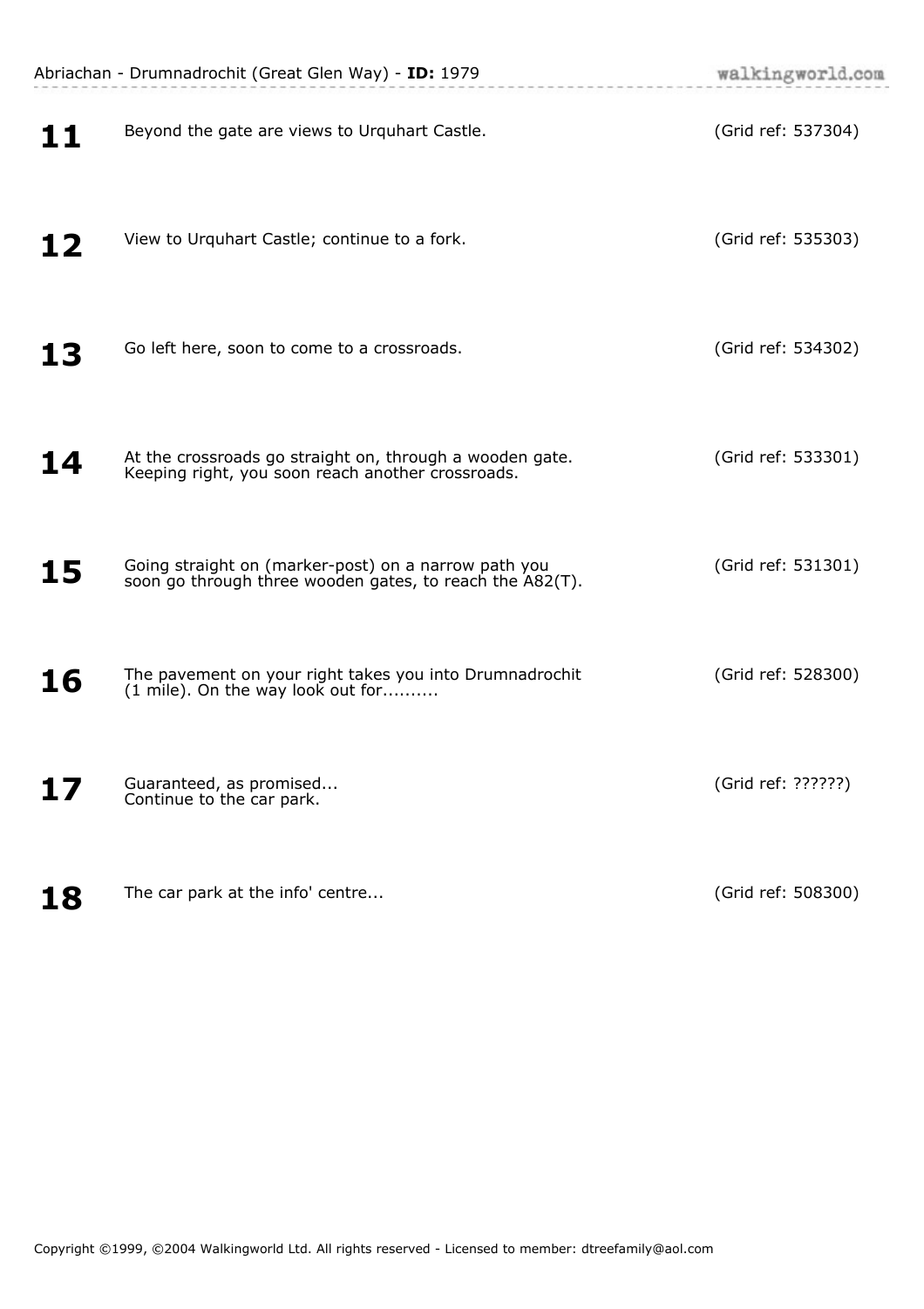| | | |
|---|---|---|
| **11** | Beyond the gate are views to Urquhart Castle. | (Grid ref: 537304) |
| **12** | View to Urquhart Castle; continue to a fork. | (Grid ref: 535303) |
| **13** | Go left here, soon to come to a crossroads. | (Grid ref: 534302) |
| **14** | At the crossroads go straight on, through a wooden gate. Keeping right, you soon reach another crossroads. | (Grid ref: 533301) |
| **15** | Going straight on (marker-post) on a narrow path you soon go through three wooden gates, to reach the A82(T). | (Grid ref: 531301) |
| **16** | The pavement on your right takes you into Drumnadrochit (1 mile). On the way look out for.......... | (Grid ref: 528300) |
| **17** | Guaranteed, as promised... Continue to the car park. | (Grid ref: ??????) |
| **18** | The car park at the info' centre... | (Grid ref: 508300) |

Copyright ©1999, ©2004 Walkingworld Ltd. All rights reserved - Licensed to member: dtreefamily@aol.com